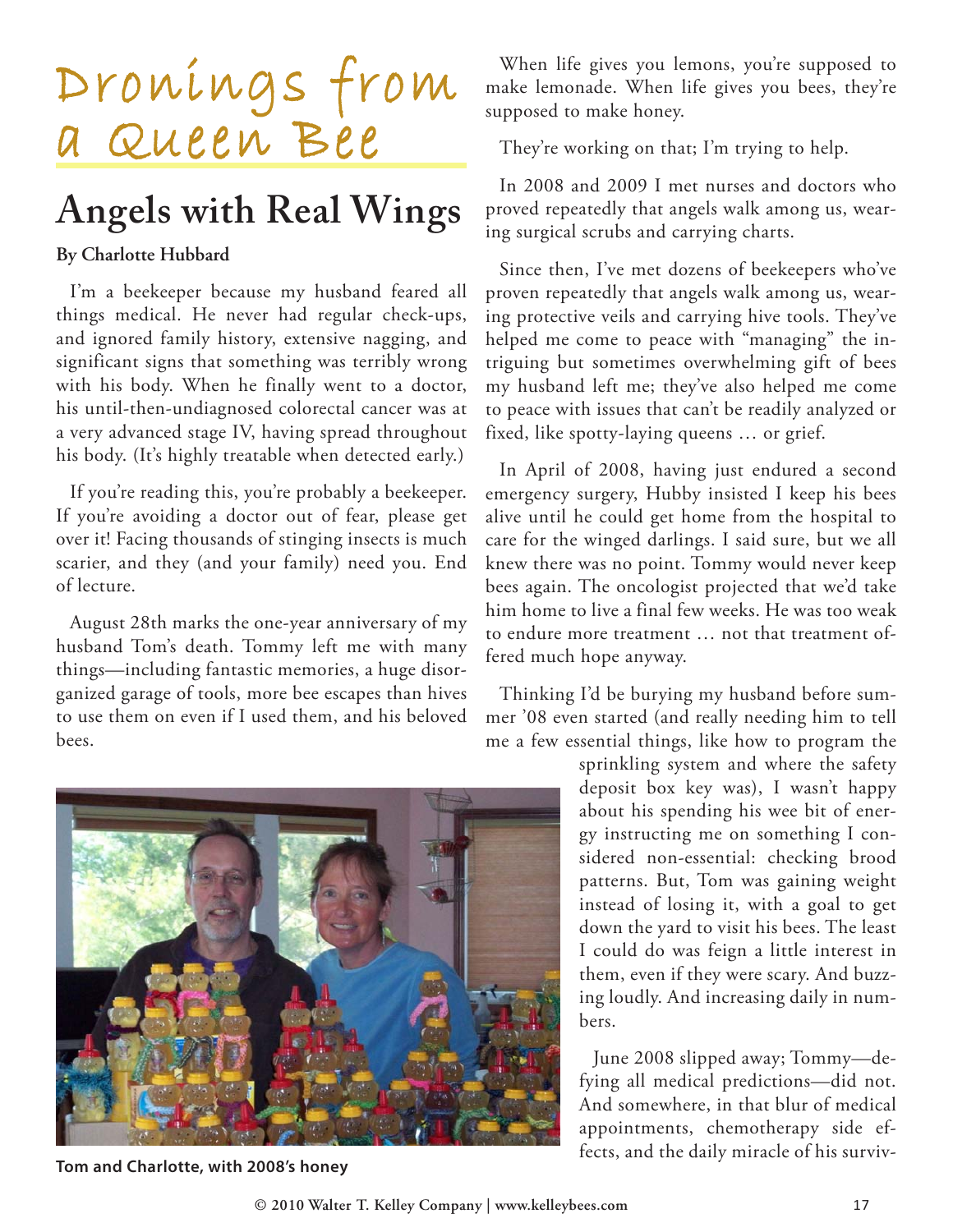# Dronings from a Queen Bee

## Angels with Real Wings

**By Charlotte Hubbard**

I'm a beekeeper because my husband feared all things medical. He never had regular check-ups, and ignored family history, extensive nagging, and significant signs that something was terribly wrong with his body. When he finally went to a doctor, his until-then-undiagnosed colorectal cancer was at a very advanced stage IV, having spread throughout his body. (It's highly treatable when detected early.)

If you're reading this, you're probably a beekeeper. If you're avoiding a doctor out of fear, please get over it! Facing thousands of stinging insects is much scarier, and they (and your family) need you. End of lecture.

August 28th marks the one-year anniversary of my husband Tom's death. Tommy left me with many things—including fantastic memories, a huge disorganized garage of tools, more bee escapes than hives to use them on even if I used them, and his beloved bees.

Tom and Charlotte, with 2008's honey

When life gives you lemons, you're supposed to make lemonade. When life gives you bees, they're supposed to make honey.

They're working on that; I'm trying to help.

In 2008 and 2009 I met nurses and doctors who proved repeatedly that angels walk among us, wearing surgical scrubs and carrying charts.

Since then, I've met dozens of beekeepers who've proven repeatedly that angels walk among us, wearing protective veils and carrying hive tools. They've helped me come to peace with "managing" the intriguing but sometimes overwhelming gift of bees my husband left me; they've also helped me come to peace with issues that can't be readily analyzed or fixed, like spotty-laying queens … or grief.

In April of 2008, having just endured a second emergency surgery, Hubby insisted I keep his bees alive until he could get home from the hospital to care for the winged darlings. I said sure, but we all knew there was no point. Tommy would never keep bees again. The oncologist projected that we'd take him home to live a final few weeks. He was too weak to endure more treatment … not that treatment offered much hope anyway.

Thinking I'd be burying my husband before summer '08 even started (and really needing him to tell me a few essential things, like how to program the sprinkling system and where the safety deposit box key was), I wasn't happy about his spending his wee bit of energy instructing me on something I considered non-essential: checking brood patterns. But, Tom was gaining weight instead of losing it, with a goal to get down the yard to visit his bees. The least I could do was feign a little interest in them, even if they were scary. And buzzing loudly. And increasing daily in numbers.

June 2008 slipped away; Tommy—defying all medical predictions—did not. And somewhere, in that blur of medical appointments, chemotherapy side effects, and the daily miracle of his surviv-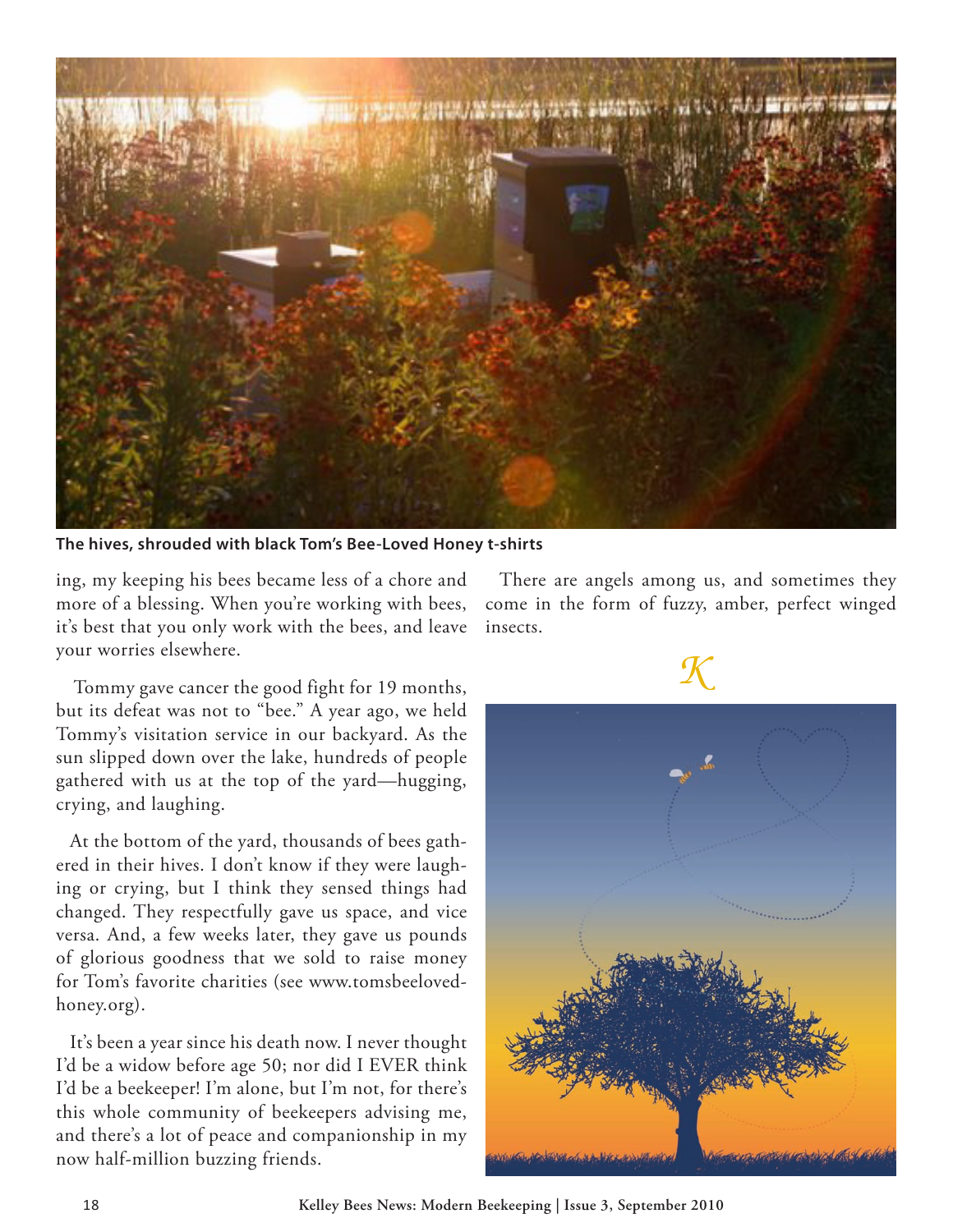The hives, shrouded with black Tom's Bee-Loved Honey t-shirts

ing, my keeping his bees became less of a chore and more of a blessing. When you're working with bees, it's best that you only work with the bees, and leave your worries elsewhere.

Tommy gave cancer the good fight for 19 months, but its defeat was not to "bee." A year ago, we held Tommy's visitation service in our backyard. As the sun slipped down over the lake, hundreds of people gathered with us at the top of the yard—hugging, crying, and laughing.

At the bottom of the yard, thousands of bees gathered in their hives. I don't know if they were laughing or crying, but I think they sensed things had changed. They respectfully gave us space, and vice versa. And, a few weeks later, they gave us pounds of glorious goodness that we sold to raise money for Tom's favorite charities (see www.tomsbeelovedhoney.org).

It's been a year since his death now. I never thought I'd be a widow before age 50; nor did I EVER think I'd be a beekeeper! I'm alone, but I'm not, for there's this whole community of beekeepers advising me, and there's a lot of peace and companionship in my now half-million buzzing friends.

There are angels among us, and sometimes they come in the form of fuzzy, amber, perfect winged insects.

*K*